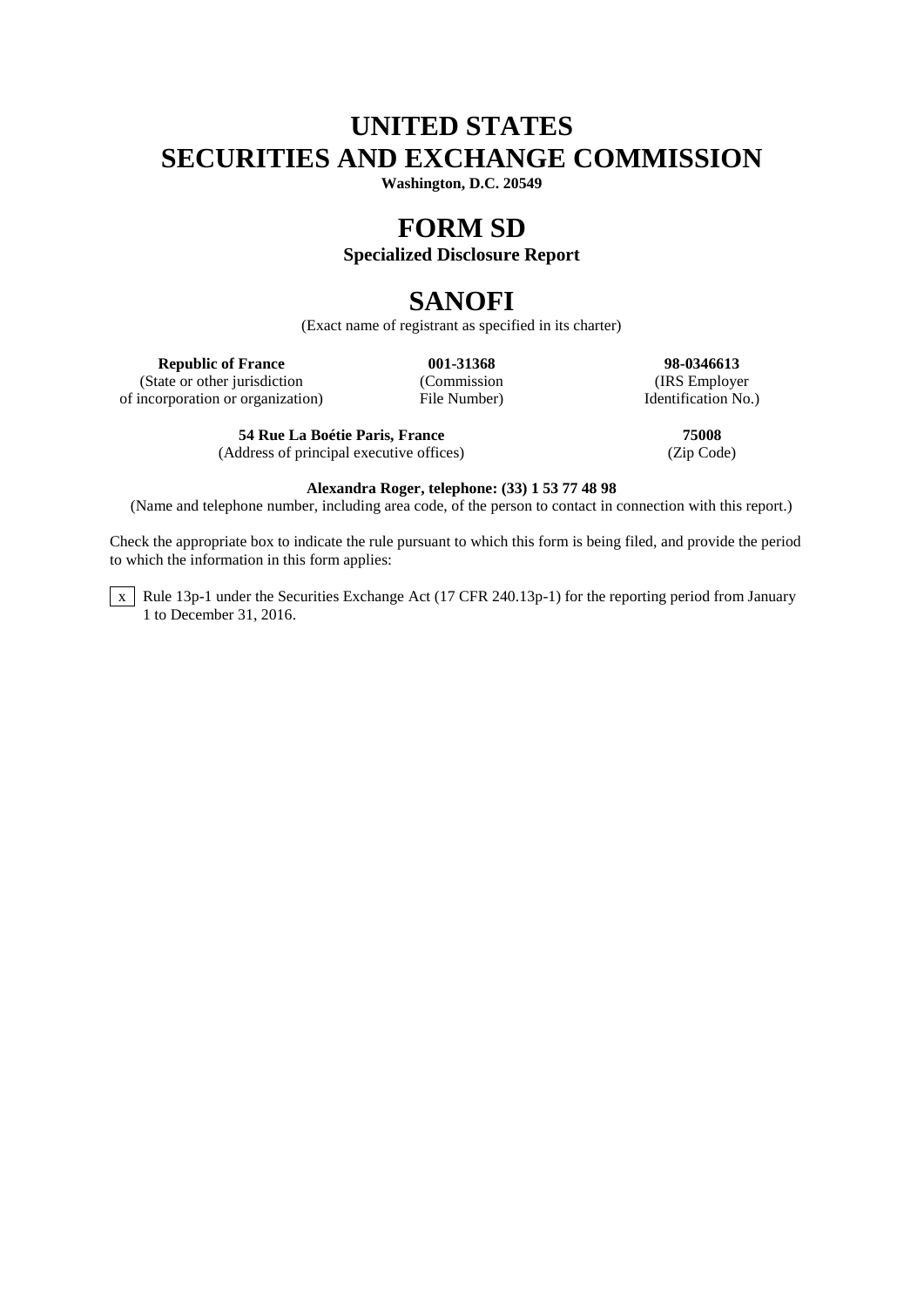# UNITED STATES
# SECURITIES AND EXCHANGE COMMISSION

**Washington, D.C. 20549**

# FORM SD

**Specialized Disclosure Report**

# SANOFI

(Exact name of registrant as specified in its charter)

| **Republic of France** | **001-31368** | **98-0346613** |
|---|---|---|
| (State or other jurisdiction of incorporation or organization) | (Commission File Number) | (IRS Employer Identification No.) |

| **54 Rue La Boétie Paris, France** | **75008** |
|---|---|
| (Address of principal executive offices) | (Zip Code) |

**Alexandra Roger, telephone: (33) 1 53 77 48 98**

(Name and telephone number, including area code, of the person to contact in connection with this report.)

Check the appropriate box to indicate the rule pursuant to which this form is being filed, and provide the period to which the information in this form applies:

[x] Rule 13p-1 under the Securities Exchange Act (17 CFR 240.13p-1) for the reporting period from January 1 to December 31, 2016.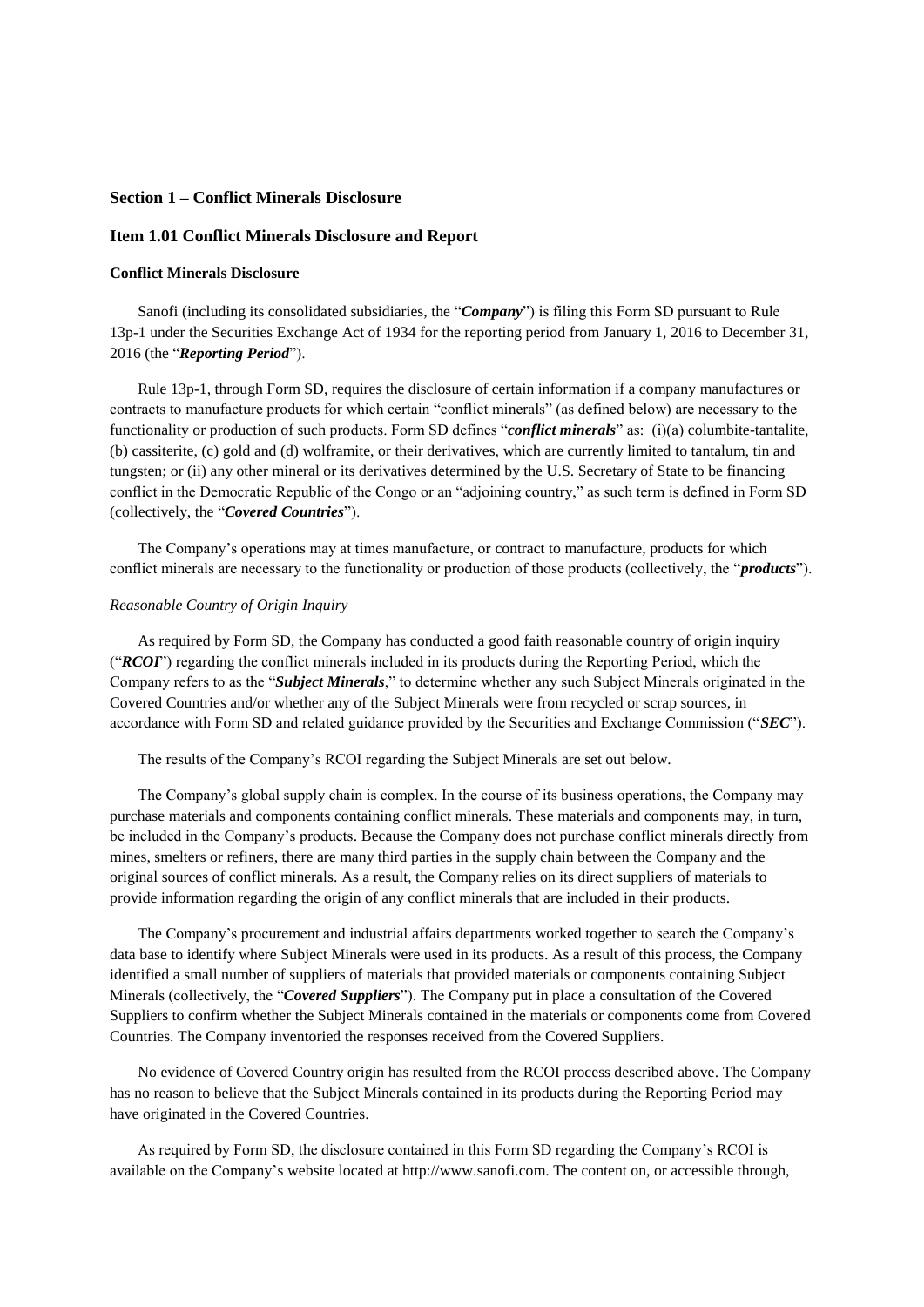## Section 1 – Conflict Minerals Disclosure

## Item 1.01 Conflict Minerals Disclosure and Report

### Conflict Minerals Disclosure

Sanofi (including its consolidated subsidiaries, the "***Company***") is filing this Form SD pursuant to Rule 13p-1 under the Securities Exchange Act of 1934 for the reporting period from January 1, 2016 to December 31, 2016 (the "***Reporting Period***").

Rule 13p-1, through Form SD, requires the disclosure of certain information if a company manufactures or contracts to manufacture products for which certain "conflict minerals" (as defined below) are necessary to the functionality or production of such products. Form SD defines "***conflict minerals***" as: (i)(a) columbite-tantalite, (b) cassiterite, (c) gold and (d) wolframite, or their derivatives, which are currently limited to tantalum, tin and tungsten; or (ii) any other mineral or its derivatives determined by the U.S. Secretary of State to be financing conflict in the Democratic Republic of the Congo or an "adjoining country," as such term is defined in Form SD (collectively, the "***Covered Countries***").

The Company's operations may at times manufacture, or contract to manufacture, products for which conflict minerals are necessary to the functionality or production of those products (collectively, the "***products***").

*Reasonable Country of Origin Inquiry*

As required by Form SD, the Company has conducted a good faith reasonable country of origin inquiry ("***RCOI***") regarding the conflict minerals included in its products during the Reporting Period, which the Company refers to as the "***Subject Minerals***," to determine whether any such Subject Minerals originated in the Covered Countries and/or whether any of the Subject Minerals were from recycled or scrap sources, in accordance with Form SD and related guidance provided by the Securities and Exchange Commission ("***SEC***").

The results of the Company's RCOI regarding the Subject Minerals are set out below.

The Company's global supply chain is complex. In the course of its business operations, the Company may purchase materials and components containing conflict minerals. These materials and components may, in turn, be included in the Company's products. Because the Company does not purchase conflict minerals directly from mines, smelters or refiners, there are many third parties in the supply chain between the Company and the original sources of conflict minerals. As a result, the Company relies on its direct suppliers of materials to provide information regarding the origin of any conflict minerals that are included in their products.

The Company's procurement and industrial affairs departments worked together to search the Company's data base to identify where Subject Minerals were used in its products. As a result of this process, the Company identified a small number of suppliers of materials that provided materials or components containing Subject Minerals (collectively, the "***Covered Suppliers***"). The Company put in place a consultation of the Covered Suppliers to confirm whether the Subject Minerals contained in the materials or components come from Covered Countries. The Company inventoried the responses received from the Covered Suppliers.

No evidence of Covered Country origin has resulted from the RCOI process described above. The Company has no reason to believe that the Subject Minerals contained in its products during the Reporting Period may have originated in the Covered Countries.

As required by Form SD, the disclosure contained in this Form SD regarding the Company's RCOI is available on the Company's website located at http://www.sanofi.com. The content on, or accessible through,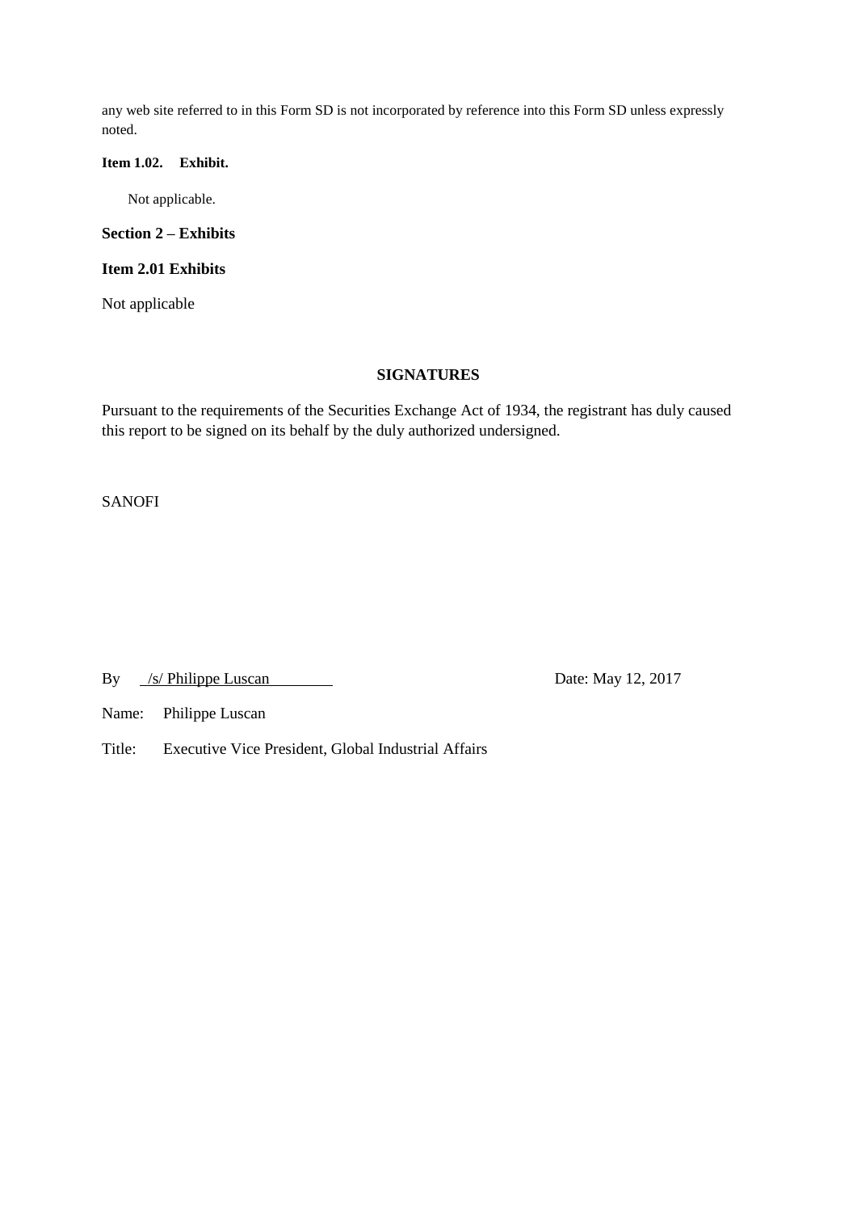any web site referred to in this Form SD is not incorporated by reference into this Form SD unless expressly noted.

**Item 1.02. Exhibit.**

Not applicable.

**Section 2 – Exhibits**

**Item 2.01 Exhibits**

Not applicable

**SIGNATURES**

Pursuant to the requirements of the Securities Exchange Act of 1934, the registrant has duly caused this report to be signed on its behalf by the duly authorized undersigned.

SANOFI

By /s/ Philippe Luscan Date: May 12, 2017

Name: Philippe Luscan

Title: Executive Vice President, Global Industrial Affairs